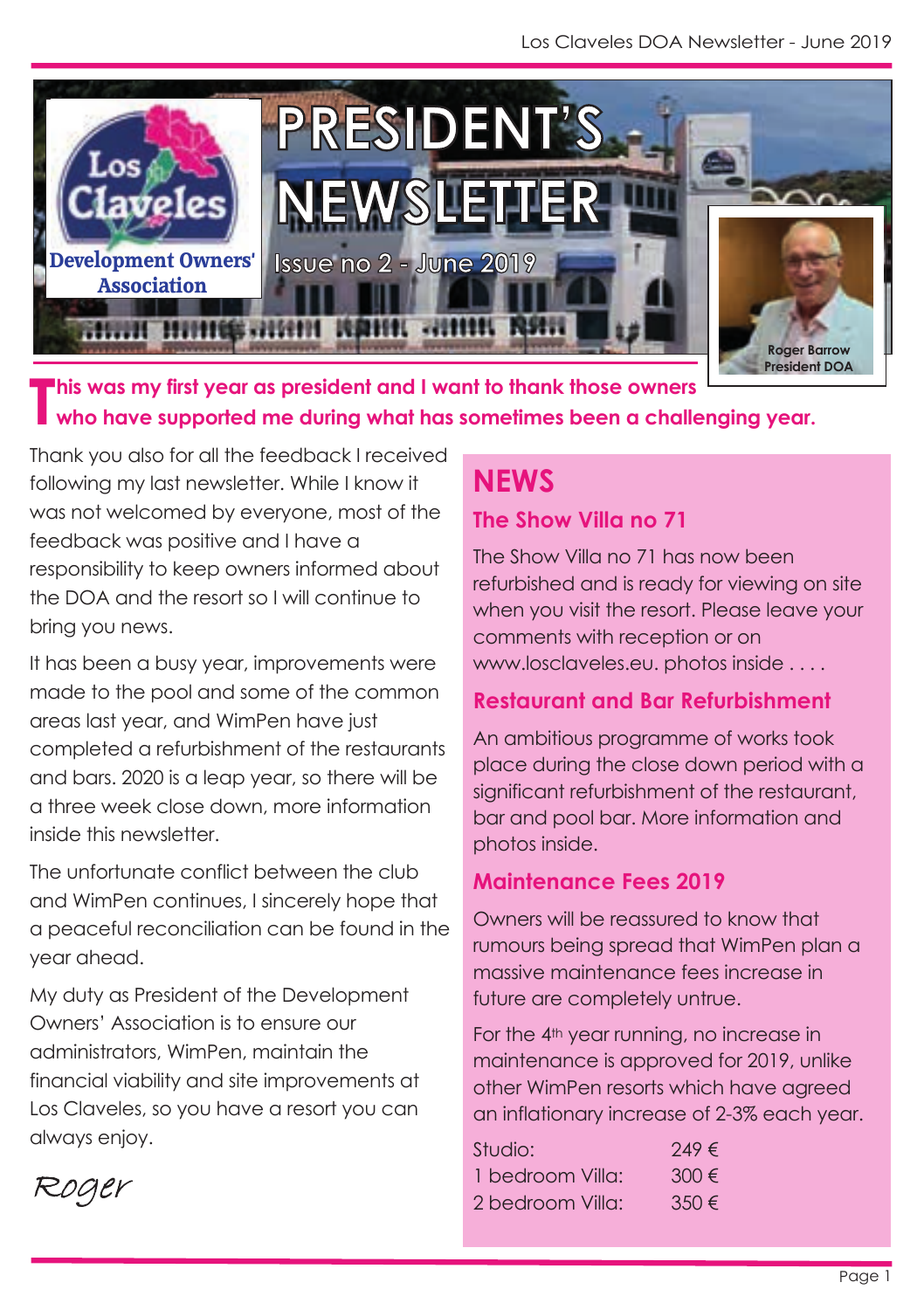Los Claveles Development Owners' Association

# PRESIDENT'S NEWSLETTER

Issue no 2 - June 2019

Roger Barrow
President DOA

**This was my first year as president and I want to thank those owners who have supported me during what has sometimes been a challenging year.**

Thank you also for all the feedback I received following my last newsletter. While I know it was not welcomed by everyone, most of the feedback was positive and I have a responsibility to keep owners informed about the DOA and the resort so I will continue to bring you news.

It has been a busy year, improvements were made to the pool and some of the common areas last year, and WimPen have just completed a refurbishment of the restaurants and bars. 2020 is a leap year, so there will be a three week close down, more information inside this newsletter.

The unfortunate conflict between the club and WimPen continues, I sincerely hope that a peaceful reconciliation can be found in the year ahead.

My duty as President of the Development Owners' Association is to ensure our administrators, WimPen, maintain the financial viability and site improvements at Los Claveles, so you have a resort you can always enjoy.

*Roger*

## NEWS

### The Show Villa no 71

The Show Villa no 71 has now been refurbished and is ready for viewing on site when you visit the resort. Please leave your comments with reception or on www.losclaveles.eu. photos inside . . . .

### Restaurant and Bar Refurbishment

An ambitious programme of works took place during the close down period with a significant refurbishment of the restaurant, bar and pool bar. More information and photos inside.

### Maintenance Fees 2019

Owners will be reassured to know that rumours being spread that WimPen plan a massive maintenance fees increase in future are completely untrue.

For the 4th year running, no increase in maintenance is approved for 2019, unlike other WimPen resorts which have agreed an inflationary increase of 2-3% each year.

| | |
|---|---|
| Studio: | 249 € |
| 1 bedroom Villa: | 300 € |
| 2 bedroom Villa: | 350 € |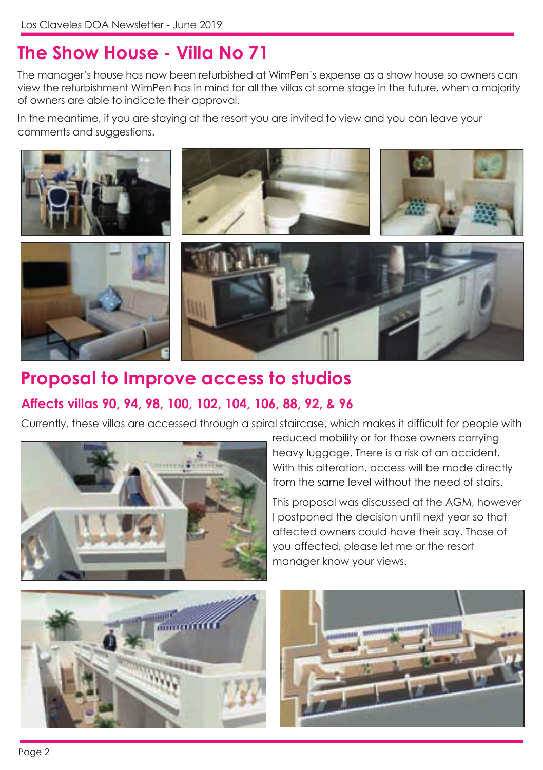# The Show House - Villa No 71

The manager's house has now been refurbished at WimPen's expense as a show house so owners can view the refurbishment WimPen has in mind for all the villas at some stage in the future, when a majority of owners are able to indicate their approval.

In the meantime, if you are staying at the resort you are invited to view and you can leave your comments and suggestions.

# Proposal to Improve access to studios

## Affects villas 90, 94, 98, 100, 102, 104, 106, 88, 92, & 96

Currently, these villas are accessed through a spiral staircase, which makes it difficult for people with reduced mobility or for those owners carrying heavy luggage. There is a risk of an accident. With this alteration, access will be made directly from the same level without the need of stairs.

This proposal was discussed at the AGM, however I postponed the decision until next year so that affected owners could have their say. Those of you affected, please let me or the resort manager know your views.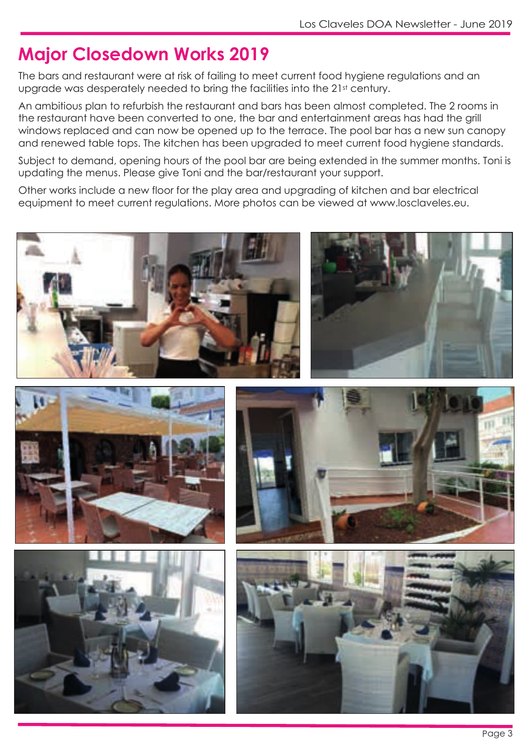# Major Closedown Works 2019

The bars and restaurant were at risk of failing to meet current food hygiene regulations and an upgrade was desperately needed to bring the facilities into the 21st century.

An ambitious plan to refurbish the restaurant and bars has been almost completed. The 2 rooms in the restaurant have been converted to one, the bar and entertainment areas has had the grill windows replaced and can now be opened up to the terrace. The pool bar has a new sun canopy and renewed table tops. The kitchen has been upgraded to meet current food hygiene standards.

Subject to demand, opening hours of the pool bar are being extended in the summer months. Toni is updating the menus. Please give Toni and the bar/restaurant your support.

Other works include a new floor for the play area and upgrading of kitchen and bar electrical equipment to meet current regulations. More photos can be viewed at www.losclaveles.eu.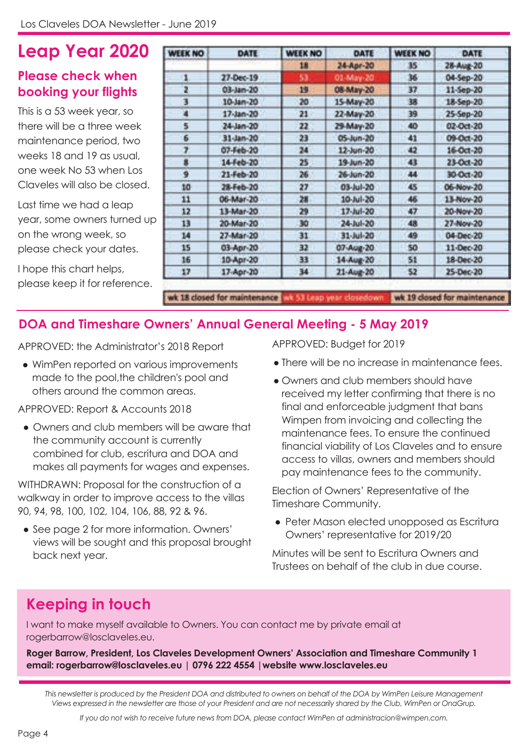# Leap Year 2020

## Please check when booking your flights

This is a 53 week year, so there will be a three week maintenance period, two weeks 18 and 19 as usual, one week No 53 when Los Claveles will also be closed.

Last time we had a leap year, some owners turned up on the wrong week, so please check your dates.

I hope this chart helps, please keep it for reference.

| WEEK NO | DATE | WEEK NO | DATE | WEEK NO | DATE |
|---|---|---|---|---|---|
| | | 18 | 24-Apr-20 | 35 | 28-Aug-20 |
| 1 | 27-Dec-19 | 53 | 01-May-20 | 36 | 04-Sep-20 |
| 2 | 03-Jan-20 | 19 | 08-May-20 | 37 | 11-Sep-20 |
| 3 | 10-Jan-20 | 20 | 15-May-20 | 38 | 18-Sep-20 |
| 4 | 17-Jan-20 | 21 | 22-May-20 | 39 | 25-Sep-20 |
| 5 | 24-Jan-20 | 22 | 29-May-20 | 40 | 02-Oct-20 |
| 6 | 31-Jan-20 | 23 | 05-Jun-20 | 41 | 09-Oct-20 |
| 7 | 07-Feb-20 | 24 | 12-Jun-20 | 42 | 16-Oct-20 |
| 8 | 14-Feb-20 | 25 | 19-Jun-20 | 43 | 23-Oct-20 |
| 9 | 21-Feb-20 | 26 | 26-Jun-20 | 44 | 30-Oct-20 |
| 10 | 28-Feb-20 | 27 | 03-Jul-20 | 45 | 06-Nov-20 |
| 11 | 06-Mar-20 | 28 | 10-Jul-20 | 46 | 13-Nov-20 |
| 12 | 13-Mar-20 | 29 | 17-Jul-20 | 47 | 20-Nov-20 |
| 13 | 20-Mar-20 | 30 | 24-Jul-20 | 48 | 27-Nov-20 |
| 14 | 27-Mar-20 | 31 | 31-Jul-20 | 49 | 04-Dec-20 |
| 15 | 03-Apr-20 | 32 | 07-Aug-20 | 50 | 11-Dec-20 |
| 16 | 10-Apr-20 | 33 | 14-Aug-20 | 51 | 18-Dec-20 |
| 17 | 17-Apr-20 | 34 | 21-Aug-20 | 52 | 25-Dec-20 |

wk 18 closed for maintenance | wk 53 Leap year closedown | wk 19 closed for maintenance

## DOA and Timeshare Owners' Annual General Meeting - 5 May 2019

APPROVED: the Administrator's 2018 Report

- WimPen reported on various improvements made to the pool,the children's pool and others around the common areas.

APPROVED: Report & Accounts 2018

- Owners and club members will be aware that the community account is currently combined for club, escritura and DOA and makes all payments for wages and expenses.

WITHDRAWN: Proposal for the construction of a walkway in order to improve access to the villas 90, 94, 98, 100, 102, 104, 106, 88, 92 & 96.

- See page 2 for more information. Owners' views will be sought and this proposal brought back next year.

APPROVED: Budget for 2019

- There will be no increase in maintenance fees.
- Owners and club members should have received my letter confirming that there is no final and enforceable judgment that bans Wimpen from invoicing and collecting the maintenance fees. To ensure the continued financial viability of Los Claveles and to ensure access to villas, owners and members should pay maintenance fees to the community.

Election of Owners' Representative of the Timeshare Community.

- Peter Mason elected unopposed as Escritura Owners' representative for 2019/20

Minutes will be sent to Escritura Owners and Trustees on behalf of the club in due course.

## Keeping in touch

I want to make myself available to Owners. You can contact me by private email at rogerbarrow@losclaveles.eu.

**Roger Barrow, President, Los Claveles Development Owners' Association and Timeshare Community 1 email: rogerbarrow@losclaveles.eu | 0796 222 4554 | website www.losclaveles.eu**

*This newsletter is produced by the President DOA and distributed to owners on behalf of the DOA by WimPen Leisure Management Views expressed in the newsletter are those of your President and are not necessarily shared by the Club, WimPen or OnaGrup.*

*If you do not wish to receive future news from DOA, please contact WimPen at administracion@wimpen.com.*